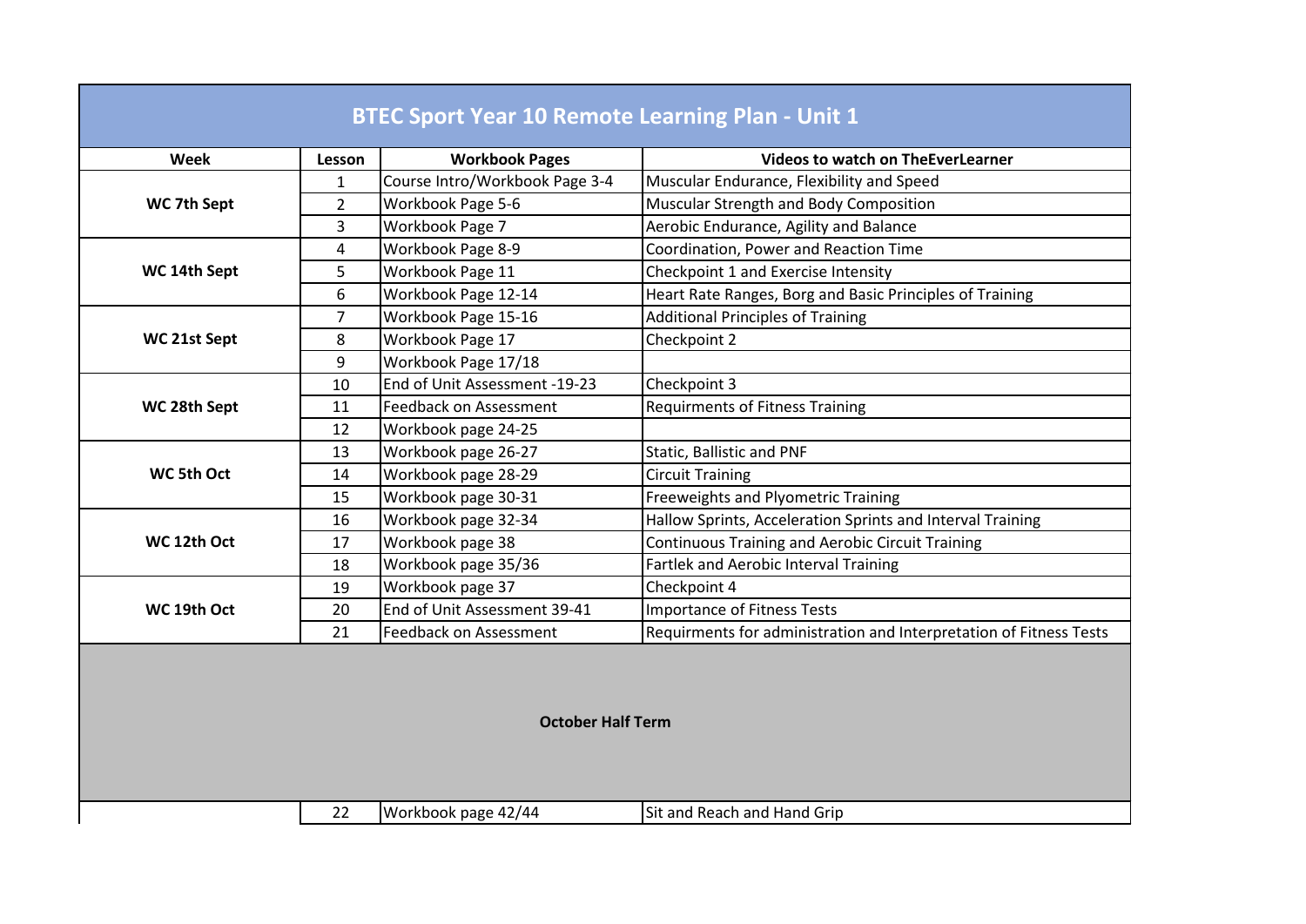| BTEC Sport Year 10 Remote Learning Plan - Unit 1 | | | |
|---|---|---|---|
| **Week** | **Lesson** | **Workbook Pages** | **Videos to watch on TheEverLearner** |
| **WC 7th Sept** | 1 | Course Intro/Workbook Page 3-4 | Muscular Endurance, Flexibility and Speed |
| | 2 | Workbook Page 5-6 | Muscular Strength and Body Composition |
| | 3 | Workbook Page 7 | Aerobic Endurance, Agility and Balance |
| **WC 14th Sept** | 4 | Workbook Page 8-9 | Coordination, Power and Reaction Time |
| | 5 | Workbook Page 11 | Checkpoint 1 and Exercise Intensity |
| | 6 | Workbook Page 12-14 | Heart Rate Ranges, Borg and Basic Principles of Training |
| **WC 21st Sept** | 7 | Workbook Page 15-16 | Additional Principles of Training |
| | 8 | Workbook Page 17 | Checkpoint 2 |
| | 9 | Workbook Page 17/18 | |
| **WC 28th Sept** | 10 | End of Unit Assessment -19-23 | Checkpoint 3 |
| | 11 | Feedback on Assessment | Requirments of Fitness Training |
| | 12 | Workbook page 24-25 | |
| **WC 5th Oct** | 13 | Workbook page 26-27 | Static, Ballistic and PNF |
| | 14 | Workbook page 28-29 | Circuit Training |
| | 15 | Workbook page 30-31 | Freeweights and Plyometric Training |
| **WC 12th Oct** | 16 | Workbook page 32-34 | Hallow Sprints, Acceleration Sprints and Interval Training |
| | 17 | Workbook page 38 | Continuous Training and Aerobic Circuit Training |
| | 18 | Workbook page 35/36 | Fartlek and Aerobic Interval Training |
| **WC 19th Oct** | 19 | Workbook page 37 | Checkpoint 4 |
| | 20 | End of Unit Assessment 39-41 | Importance of Fitness Tests |
| | 21 | Feedback on Assessment | Requirments for administration and Interpretation of Fitness Tests |
| **October Half Term** | | | |
| | 22 | Workbook page 42/44 | Sit and Reach and Hand Grip |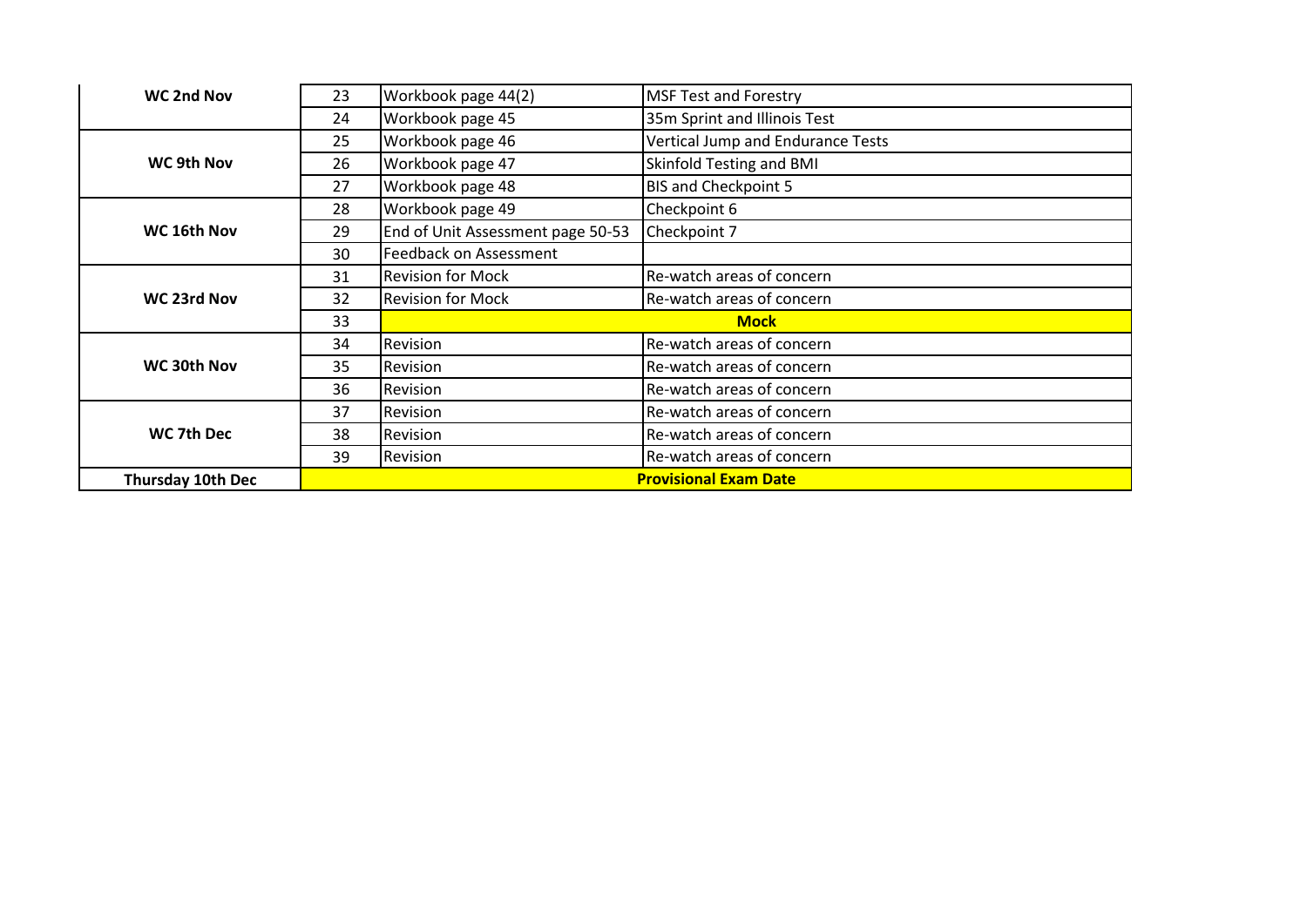| | | | |
|---|---|---|---|
| **WC 2nd Nov** | 23 | Workbook page 44(2) | MSF Test and Forestry |
| | 24 | Workbook page 45 | 35m Sprint and Illinois Test |
| **WC 9th Nov** | 25 | Workbook page 46 | Vertical Jump and Endurance Tests |
| | 26 | Workbook page 47 | Skinfold Testing and BMI |
| | 27 | Workbook page 48 | BIS and Checkpoint 5 |
| **WC 16th Nov** | 28 | Workbook page 49 | Checkpoint 6 |
| | 29 | End of Unit Assessment page 50-53 | Checkpoint 7 |
| | 30 | Feedback on Assessment | |
| **WC 23rd Nov** | 31 | Revision for Mock | Re-watch areas of concern |
| | 32 | Revision for Mock | Re-watch areas of concern |
| | 33 | **Mock** | |
| **WC 30th Nov** | 34 | Revision | Re-watch areas of concern |
| | 35 | Revision | Re-watch areas of concern |
| | 36 | Revision | Re-watch areas of concern |
| **WC 7th Dec** | 37 | Revision | Re-watch areas of concern |
| | 38 | Revision | Re-watch areas of concern |
| | 39 | Revision | Re-watch areas of concern |
| **Thursday 10th Dec** | **Provisional Exam Date** | | |